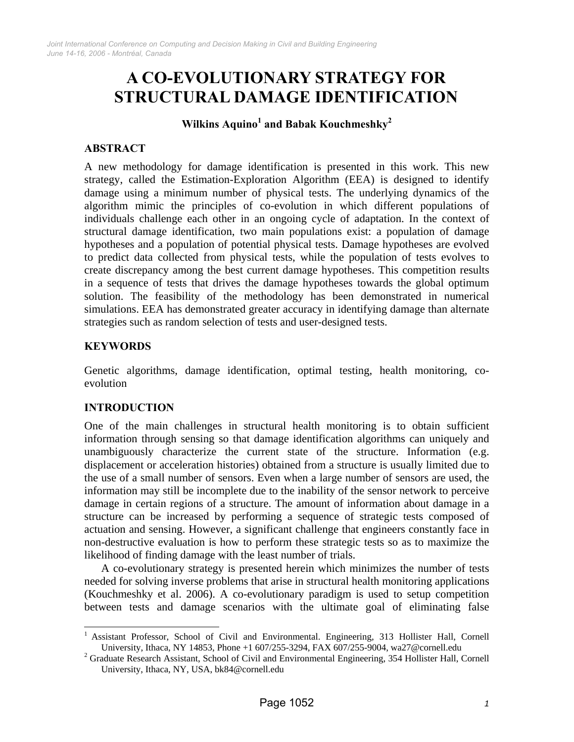# A CO-EVOLUTIONARY STRATEGY FOR STRUCTURAL DAMAGE IDENTIFICATION

**Wilkins Aquino[1] and Babak Kouchmeshky[2]**

## ABSTRACT

A new methodology for damage identification is presented in this work. This new strategy, called the Estimation-Exploration Algorithm (EEA) is designed to identify damage using a minimum number of physical tests. The underlying dynamics of the algorithm mimic the principles of co-evolution in which different populations of individuals challenge each other in an ongoing cycle of adaptation. In the context of structural damage identification, two main populations exist: a population of damage hypotheses and a population of potential physical tests. Damage hypotheses are evolved to predict data collected from physical tests, while the population of tests evolves to create discrepancy among the best current damage hypotheses. This competition results in a sequence of tests that drives the damage hypotheses towards the global optimum solution. The feasibility of the methodology has been demonstrated in numerical simulations. EEA has demonstrated greater accuracy in identifying damage than alternate strategies such as random selection of tests and user-designed tests.

## KEYWORDS

Genetic algorithms, damage identification, optimal testing, health monitoring, co-evolution

## INTRODUCTION

One of the main challenges in structural health monitoring is to obtain sufficient information through sensing so that damage identification algorithms can uniquely and unambiguously characterize the current state of the structure. Information (e.g. displacement or acceleration histories) obtained from a structure is usually limited due to the use of a small number of sensors. Even when a large number of sensors are used, the information may still be incomplete due to the inability of the sensor network to perceive damage in certain regions of a structure. The amount of information about damage in a structure can be increased by performing a sequence of strategic tests composed of actuation and sensing. However, a significant challenge that engineers constantly face in non-destructive evaluation is how to perform these strategic tests so as to maximize the likelihood of finding damage with the least number of trials.

A co-evolutionary strategy is presented herein which minimizes the number of tests needed for solving inverse problems that arise in structural health monitoring applications (Kouchmeshky et al. 2006). A co-evolutionary paradigm is used to setup competition between tests and damage scenarios with the ultimate goal of eliminating false

---

[1] Assistant Professor, School of Civil and Environmental. Engineering, 313 Hollister Hall, Cornell University, Ithaca, NY 14853, Phone +1 607/255-3294, FAX 607/255-9004, wa27@cornell.edu

[2] Graduate Research Assistant, School of Civil and Environmental Engineering, 354 Hollister Hall, Cornell University, Ithaca, NY, USA, bk84@cornell.edu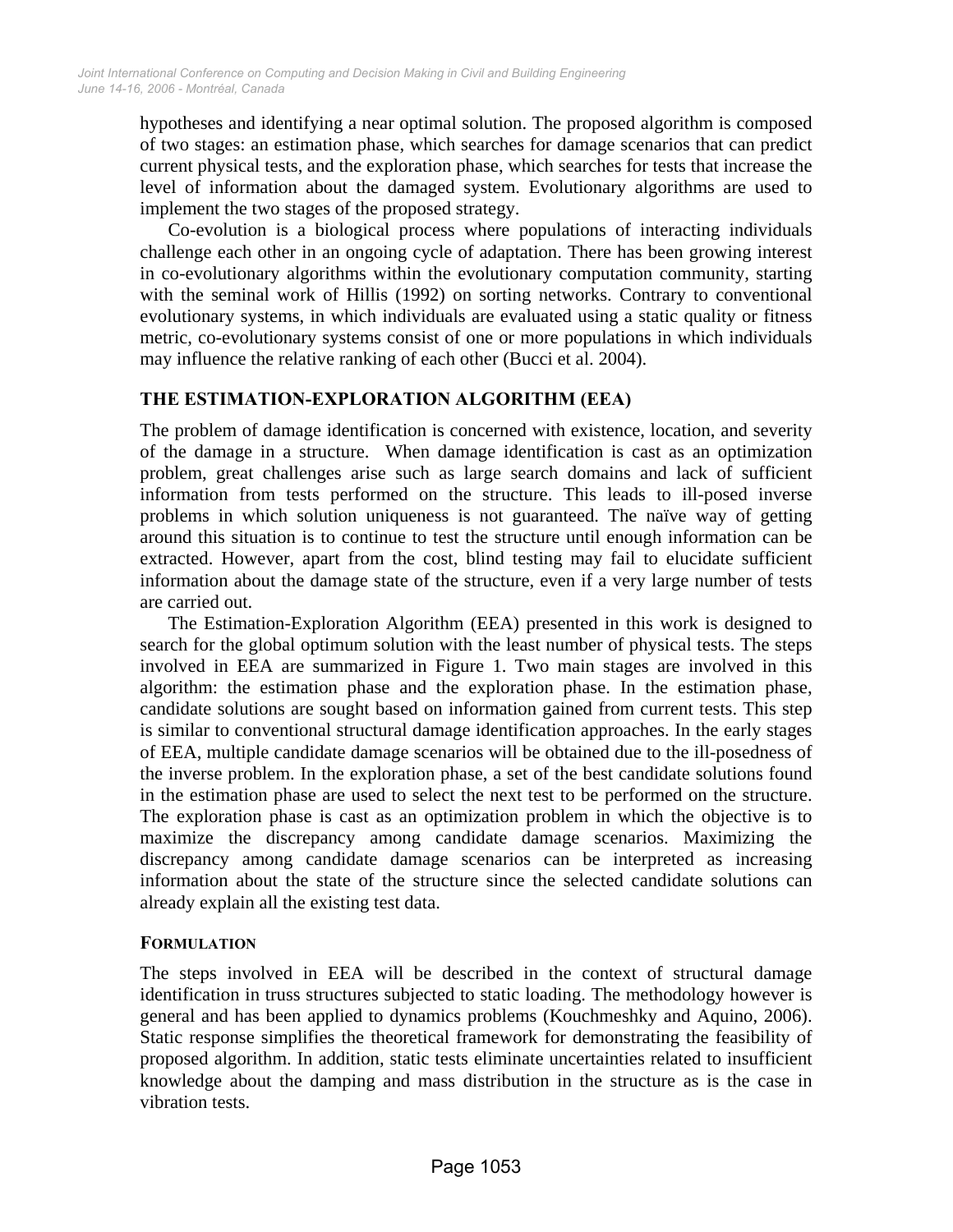hypotheses and identifying a near optimal solution. The proposed algorithm is composed of two stages: an estimation phase, which searches for damage scenarios that can predict current physical tests, and the exploration phase, which searches for tests that increase the level of information about the damaged system. Evolutionary algorithms are used to implement the two stages of the proposed strategy.

Co-evolution is a biological process where populations of interacting individuals challenge each other in an ongoing cycle of adaptation. There has been growing interest in co-evolutionary algorithms within the evolutionary computation community, starting with the seminal work of Hillis (1992) on sorting networks. Contrary to conventional evolutionary systems, in which individuals are evaluated using a static quality or fitness metric, co-evolutionary systems consist of one or more populations in which individuals may influence the relative ranking of each other (Bucci et al. 2004).

## THE ESTIMATION-EXPLORATION ALGORITHM (EEA)

The problem of damage identification is concerned with existence, location, and severity of the damage in a structure. When damage identification is cast as an optimization problem, great challenges arise such as large search domains and lack of sufficient information from tests performed on the structure. This leads to ill-posed inverse problems in which solution uniqueness is not guaranteed. The naïve way of getting around this situation is to continue to test the structure until enough information can be extracted. However, apart from the cost, blind testing may fail to elucidate sufficient information about the damage state of the structure, even if a very large number of tests are carried out.

The Estimation-Exploration Algorithm (EEA) presented in this work is designed to search for the global optimum solution with the least number of physical tests. The steps involved in EEA are summarized in Figure 1. Two main stages are involved in this algorithm: the estimation phase and the exploration phase. In the estimation phase, candidate solutions are sought based on information gained from current tests. This step is similar to conventional structural damage identification approaches. In the early stages of EEA, multiple candidate damage scenarios will be obtained due to the ill-posedness of the inverse problem. In the exploration phase, a set of the best candidate solutions found in the estimation phase are used to select the next test to be performed on the structure. The exploration phase is cast as an optimization problem in which the objective is to maximize the discrepancy among candidate damage scenarios. Maximizing the discrepancy among candidate damage scenarios can be interpreted as increasing information about the state of the structure since the selected candidate solutions can already explain all the existing test data.

### FORMULATION

The steps involved in EEA will be described in the context of structural damage identification in truss structures subjected to static loading. The methodology however is general and has been applied to dynamics problems (Kouchmeshky and Aquino, 2006). Static response simplifies the theoretical framework for demonstrating the feasibility of proposed algorithm. In addition, static tests eliminate uncertainties related to insufficient knowledge about the damping and mass distribution in the structure as is the case in vibration tests.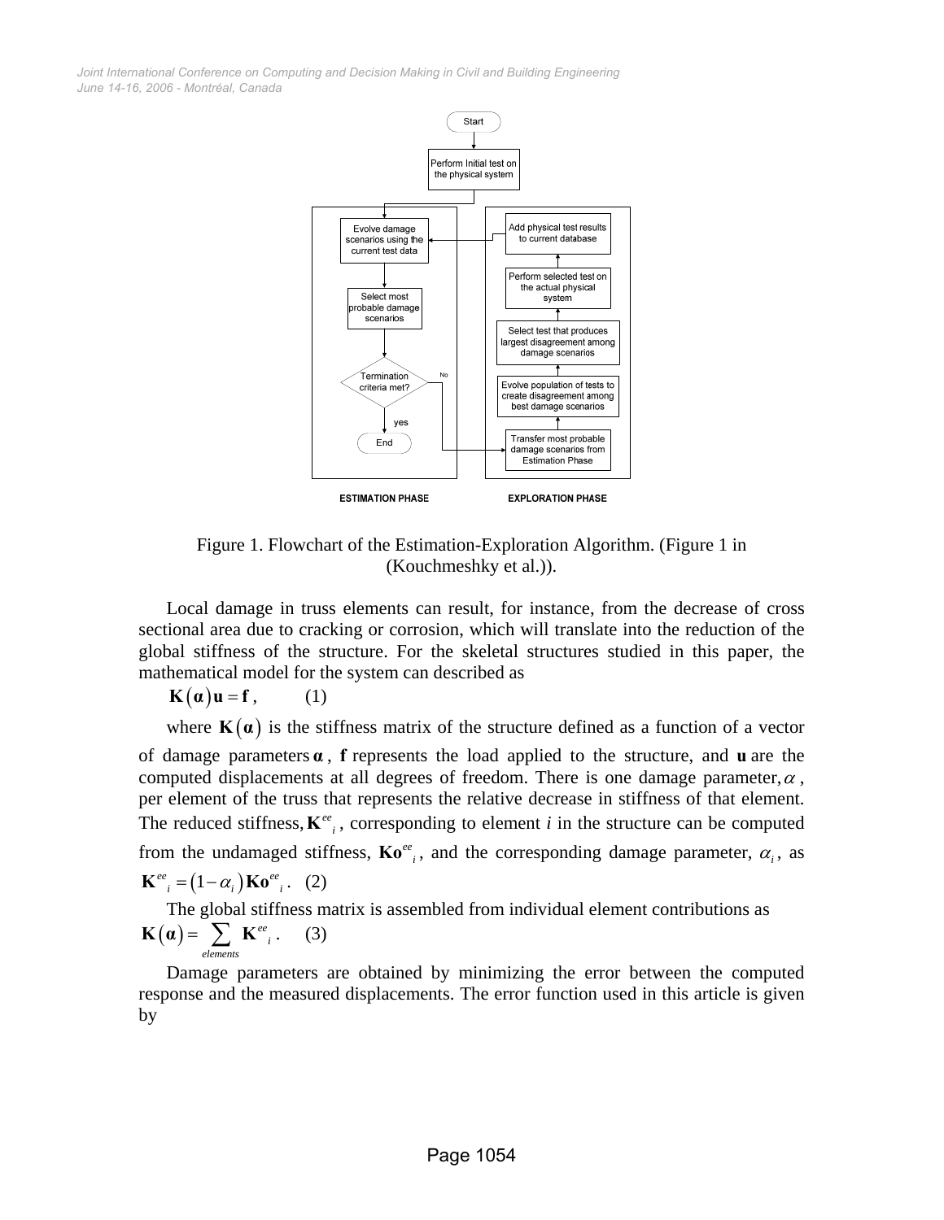Figure 1. Flowchart of the Estimation-Exploration Algorithm. (Figure 1 in (Kouchmeshky et al.)).

Local damage in truss elements can result, for instance, from the decrease of cross sectional area due to cracking or corrosion, which will translate into the reduction of the global stiffness of the structure. For the skeletal structures studied in this paper, the mathematical model for the system can described as

$$\mathbf{K}(\boldsymbol{\alpha})\mathbf{u} = \mathbf{f}, \qquad (1)$$

where $\mathbf{K}(\boldsymbol{\alpha})$ is the stiffness matrix of the structure defined as a function of a vector of damage parameters $\boldsymbol{\alpha}$, $\mathbf{f}$ represents the load applied to the structure, and $\mathbf{u}$ are the computed displacements at all degrees of freedom. There is one damage parameter, $\alpha$, per element of the truss that represents the relative decrease in stiffness of that element. The reduced stiffness, $\mathbf{K}^{ee}_{i}$, corresponding to element $i$ in the structure can be computed from the undamaged stiffness, $\mathbf{Ko}^{ee}_{i}$, and the corresponding damage parameter, $\alpha_i$, as

$$\mathbf{K}^{ee}_{i} = (1-\alpha_i)\mathbf{Ko}^{ee}_{i}. \qquad (2)$$

The global stiffness matrix is assembled from individual element contributions as

$$\mathbf{K}(\boldsymbol{\alpha}) = \sum_{elements} \mathbf{K}^{ee}_{i}. \qquad (3)$$

Damage parameters are obtained by minimizing the error between the computed response and the measured displacements. The error function used in this article is given by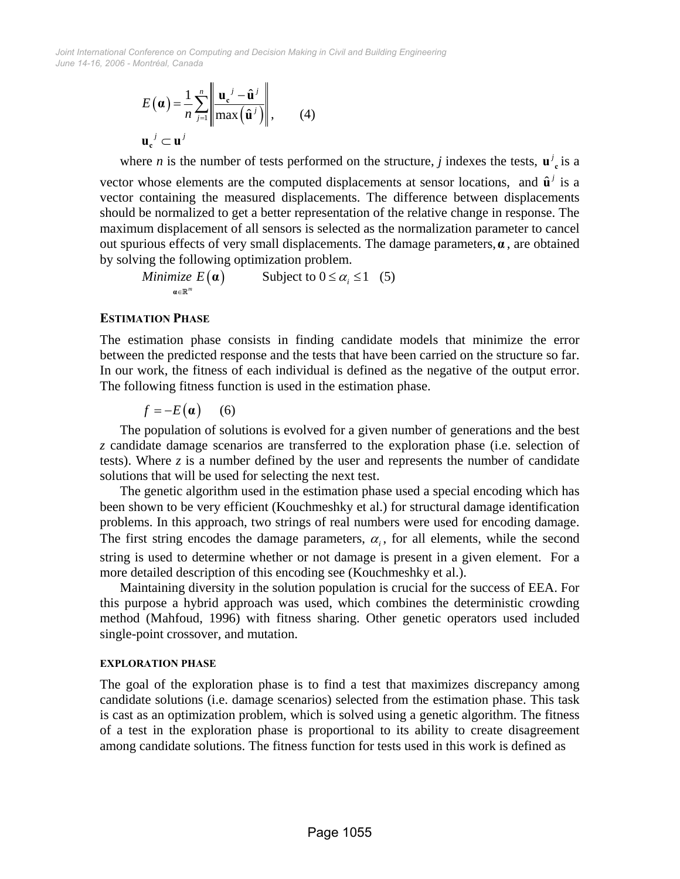$$E(\boldsymbol{\alpha}) = \frac{1}{n}\sum_{j=1}^{n}\left\|\frac{\mathbf{u_c}^j - \hat{\mathbf{u}}^j}{\max\left(\hat{\mathbf{u}}^j\right)}\right\|, \qquad (4)$$

$$\mathbf{u_c}^j \subset \mathbf{u}^j$$

where $n$ is the number of tests performed on the structure, $j$ indexes the tests, $\mathbf{u}^j_{\mathbf{c}}$ is a vector whose elements are the computed displacements at sensor locations, and $\hat{\mathbf{u}}^j$ is a vector containing the measured displacements. The difference between displacements should be normalized to get a better representation of the relative change in response. The maximum displacement of all sensors is selected as the normalization parameter to cancel out spurious effects of very small displacements. The damage parameters, $\boldsymbol{\alpha}$, are obtained by solving the following optimization problem.

$$\underset{\boldsymbol{\alpha}\in\mathbb{R}^m}{Minimize}\ E(\boldsymbol{\alpha}) \qquad \text{Subject to } 0 \le \alpha_i \le 1 \quad (5)$$

## ESTIMATION PHASE

The estimation phase consists in finding candidate models that minimize the error between the predicted response and the tests that have been carried on the structure so far. In our work, the fitness of each individual is defined as the negative of the output error. The following fitness function is used in the estimation phase.

$$f = -E(\boldsymbol{\alpha}) \qquad (6)$$

The population of solutions is evolved for a given number of generations and the best $z$ candidate damage scenarios are transferred to the exploration phase (i.e. selection of tests). Where $z$ is a number defined by the user and represents the number of candidate solutions that will be used for selecting the next test.

The genetic algorithm used in the estimation phase used a special encoding which has been shown to be very efficient (Kouchmeshky et al.) for structural damage identification problems. In this approach, two strings of real numbers were used for encoding damage. The first string encodes the damage parameters, $\alpha_i$, for all elements, while the second string is used to determine whether or not damage is present in a given element. For a more detailed description of this encoding see (Kouchmeshky et al.).

Maintaining diversity in the solution population is crucial for the success of EEA. For this purpose a hybrid approach was used, which combines the deterministic crowding method (Mahfoud, 1996) with fitness sharing. Other genetic operators used included single-point crossover, and mutation.

### EXPLORATION PHASE

The goal of the exploration phase is to find a test that maximizes discrepancy among candidate solutions (i.e. damage scenarios) selected from the estimation phase. This task is cast as an optimization problem, which is solved using a genetic algorithm. The fitness of a test in the exploration phase is proportional to its ability to create disagreement among candidate solutions. The fitness function for tests used in this work is defined as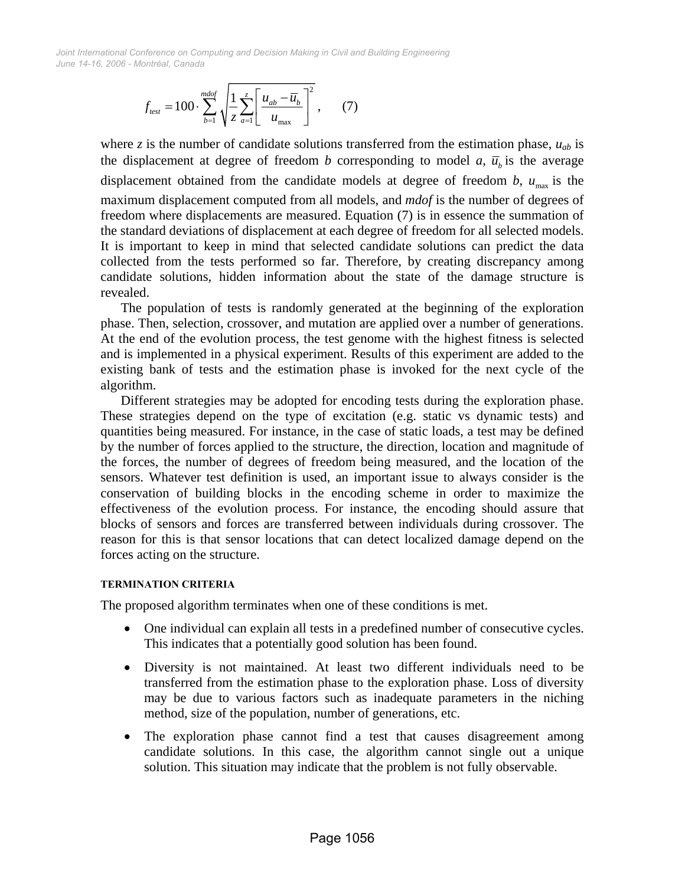$$f_{test} = 100 \cdot \sum_{b=1}^{mdof} \sqrt{\frac{1}{z} \sum_{a=1}^{z} \left[ \frac{u_{ab} - \overline{u}_b}{u_{max}} \right]^2} , \qquad (7)$$

where $z$ is the number of candidate solutions transferred from the estimation phase, $u_{ab}$ is the displacement at degree of freedom $b$ corresponding to model $a$, $\overline{u}_b$ is the average displacement obtained from the candidate models at degree of freedom $b$, $u_{max}$ is the maximum displacement computed from all models, and *mdof* is the number of degrees of freedom where displacements are measured. Equation (7) is in essence the summation of the standard deviations of displacement at each degree of freedom for all selected models. It is important to keep in mind that selected candidate solutions can predict the data collected from the tests performed so far. Therefore, by creating discrepancy among candidate solutions, hidden information about the state of the damage structure is revealed.

The population of tests is randomly generated at the beginning of the exploration phase. Then, selection, crossover, and mutation are applied over a number of generations. At the end of the evolution process, the test genome with the highest fitness is selected and is implemented in a physical experiment. Results of this experiment are added to the existing bank of tests and the estimation phase is invoked for the next cycle of the algorithm.

Different strategies may be adopted for encoding tests during the exploration phase. These strategies depend on the type of excitation (e.g. static vs dynamic tests) and quantities being measured. For instance, in the case of static loads, a test may be defined by the number of forces applied to the structure, the direction, location and magnitude of the forces, the number of degrees of freedom being measured, and the location of the sensors. Whatever test definition is used, an important issue to always consider is the conservation of building blocks in the encoding scheme in order to maximize the effectiveness of the evolution process. For instance, the encoding should assure that blocks of sensors and forces are transferred between individuals during crossover. The reason for this is that sensor locations that can detect localized damage depend on the forces acting on the structure.

### TERMINATION CRITERIA

The proposed algorithm terminates when one of these conditions is met.

- One individual can explain all tests in a predefined number of consecutive cycles. This indicates that a potentially good solution has been found.
- Diversity is not maintained. At least two different individuals need to be transferred from the estimation phase to the exploration phase. Loss of diversity may be due to various factors such as inadequate parameters in the niching method, size of the population, number of generations, etc.
- The exploration phase cannot find a test that causes disagreement among candidate solutions. In this case, the algorithm cannot single out a unique solution. This situation may indicate that the problem is not fully observable.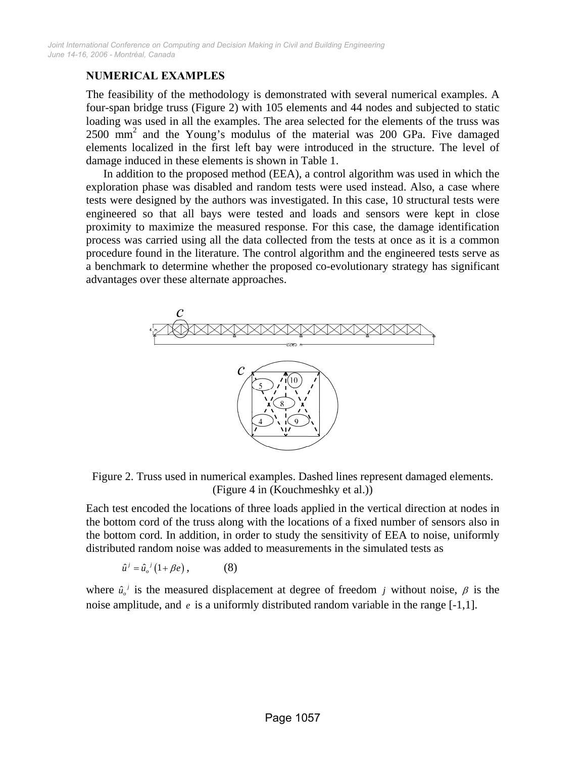## NUMERICAL EXAMPLES

The feasibility of the methodology is demonstrated with several numerical examples. A four-span bridge truss (Figure 2) with 105 elements and 44 nodes and subjected to static loading was used in all the examples. The area selected for the elements of the truss was 2500 mm$^2$ and the Young's modulus of the material was 200 GPa. Five damaged elements localized in the first left bay were introduced in the structure. The level of damage induced in these elements is shown in Table 1.

In addition to the proposed method (EEA), a control algorithm was used in which the exploration phase was disabled and random tests were used instead. Also, a case where tests were designed by the authors was investigated. In this case, 10 structural tests were engineered so that all bays were tested and loads and sensors were kept in close proximity to maximize the measured response. For this case, the damage identification process was carried using all the data collected from the tests at once as it is a common procedure found in the literature. The control algorithm and the engineered tests serve as a benchmark to determine whether the proposed co-evolutionary strategy has significant advantages over these alternate approaches.

Figure 2. Truss used in numerical examples. Dashed lines represent damaged elements. (Figure 4 in (Kouchmeshky et al.))

Each test encoded the locations of three loads applied in the vertical direction at nodes in the bottom cord of the truss along with the locations of a fixed number of sensors also in the bottom cord. In addition, in order to study the sensitivity of EEA to noise, uniformly distributed random noise was added to measurements in the simulated tests as

$$\hat{u}^j = \hat{u}_o{}^j\left(1+\beta e\right), \qquad (8)$$

where $\hat{u}_o{}^j$ is the measured displacement at degree of freedom $j$ without noise, $\beta$ is the noise amplitude, and $e$ is a uniformly distributed random variable in the range [-1,1].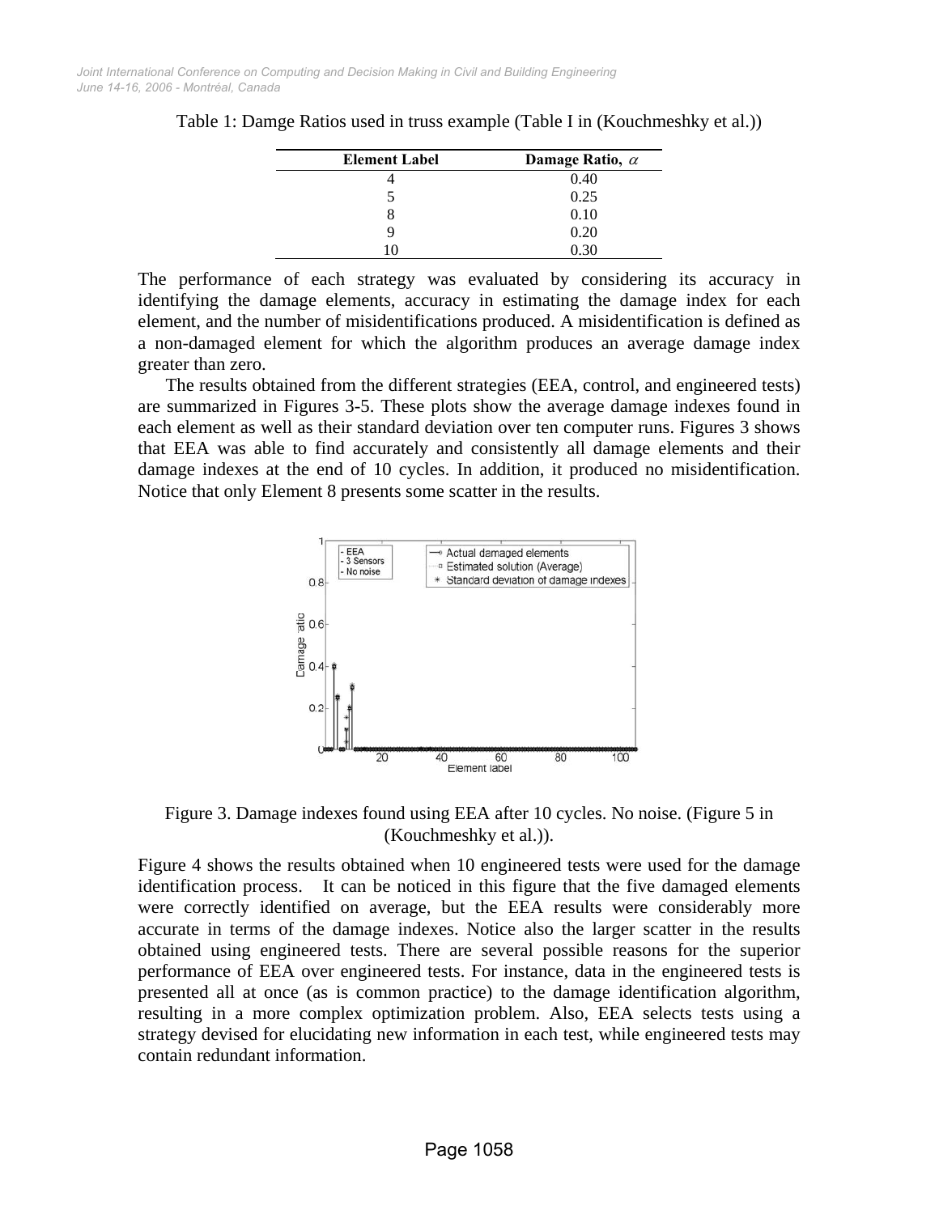Table 1: Damge Ratios used in truss example (Table I in (Kouchmeshky et al.))

| Element Label | Damage Ratio, $\alpha$ |
|---|---|
| 4 | 0.40 |
| 5 | 0.25 |
| 8 | 0.10 |
| 9 | 0.20 |
| 10 | 0.30 |

The performance of each strategy was evaluated by considering its accuracy in identifying the damage elements, accuracy in estimating the damage index for each element, and the number of misidentifications produced. A misidentification is defined as a non-damaged element for which the algorithm produces an average damage index greater than zero.

The results obtained from the different strategies (EEA, control, and engineered tests) are summarized in Figures 3-5. These plots show the average damage indexes found in each element as well as their standard deviation over ten computer runs. Figures 3 shows that EEA was able to find accurately and consistently all damage elements and their damage indexes at the end of 10 cycles. In addition, it produced no misidentification. Notice that only Element 8 presents some scatter in the results.

Figure 3. Damage indexes found using EEA after 10 cycles. No noise. (Figure 5 in (Kouchmeshky et al.)).

Figure 4 shows the results obtained when 10 engineered tests were used for the damage identification process. It can be noticed in this figure that the five damaged elements were correctly identified on average, but the EEA results were considerably more accurate in terms of the damage indexes. Notice also the larger scatter in the results obtained using engineered tests. There are several possible reasons for the superior performance of EEA over engineered tests. For instance, data in the engineered tests is presented all at once (as is common practice) to the damage identification algorithm, resulting in a more complex optimization problem. Also, EEA selects tests using a strategy devised for elucidating new information in each test, while engineered tests may contain redundant information.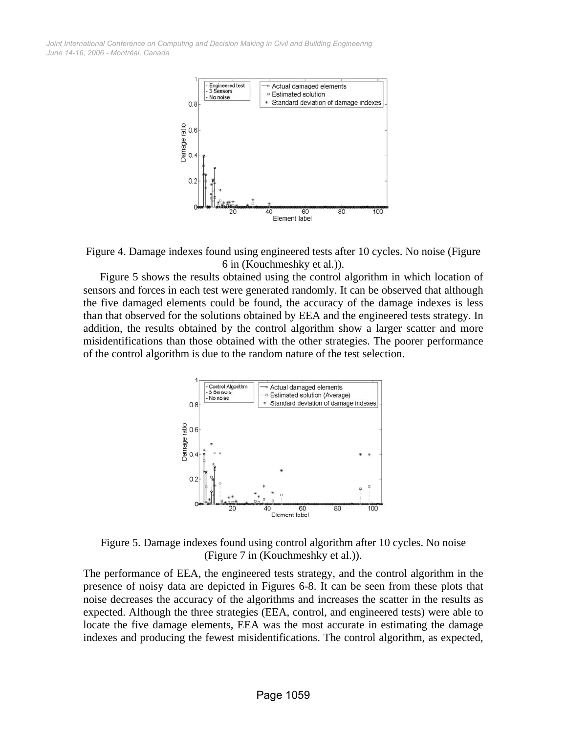Figure 4. Damage indexes found using engineered tests after 10 cycles. No noise (Figure 6 in (Kouchmeshky et al.)).

Figure 5 shows the results obtained using the control algorithm in which location of sensors and forces in each test were generated randomly. It can be observed that although the five damaged elements could be found, the accuracy of the damage indexes is less than that observed for the solutions obtained by EEA and the engineered tests strategy. In addition, the results obtained by the control algorithm show a larger scatter and more misidentifications than those obtained with the other strategies. The poorer performance of the control algorithm is due to the random nature of the test selection.

Figure 5. Damage indexes found using control algorithm after 10 cycles. No noise (Figure 7 in (Kouchmeshky et al.)).

The performance of EEA, the engineered tests strategy, and the control algorithm in the presence of noisy data are depicted in Figures 6-8. It can be seen from these plots that noise decreases the accuracy of the algorithms and increases the scatter in the results as expected. Although the three strategies (EEA, control, and engineered tests) were able to locate the five damage elements, EEA was the most accurate in estimating the damage indexes and producing the fewest misidentifications. The control algorithm, as expected,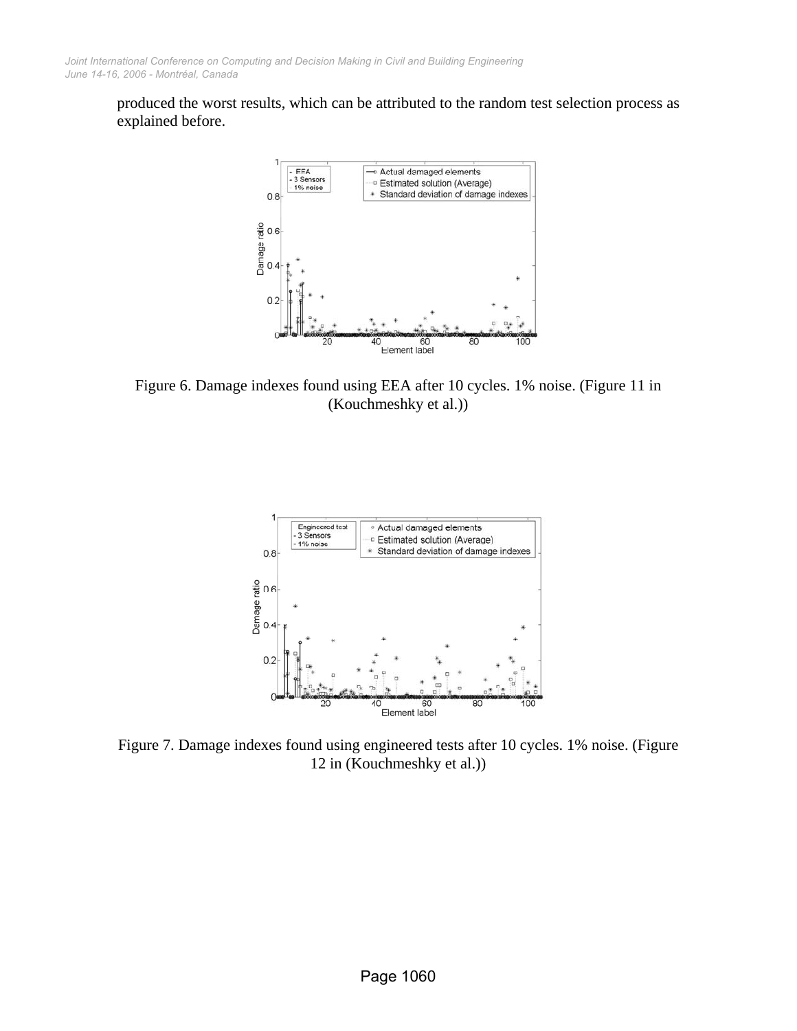produced the worst results, which can be attributed to the random test selection process as explained before.

Figure 6. Damage indexes found using EEA after 10 cycles. 1% noise. (Figure 11 in (Kouchmeshky et al.))

Figure 7. Damage indexes found using engineered tests after 10 cycles. 1% noise. (Figure 12 in (Kouchmeshky et al.))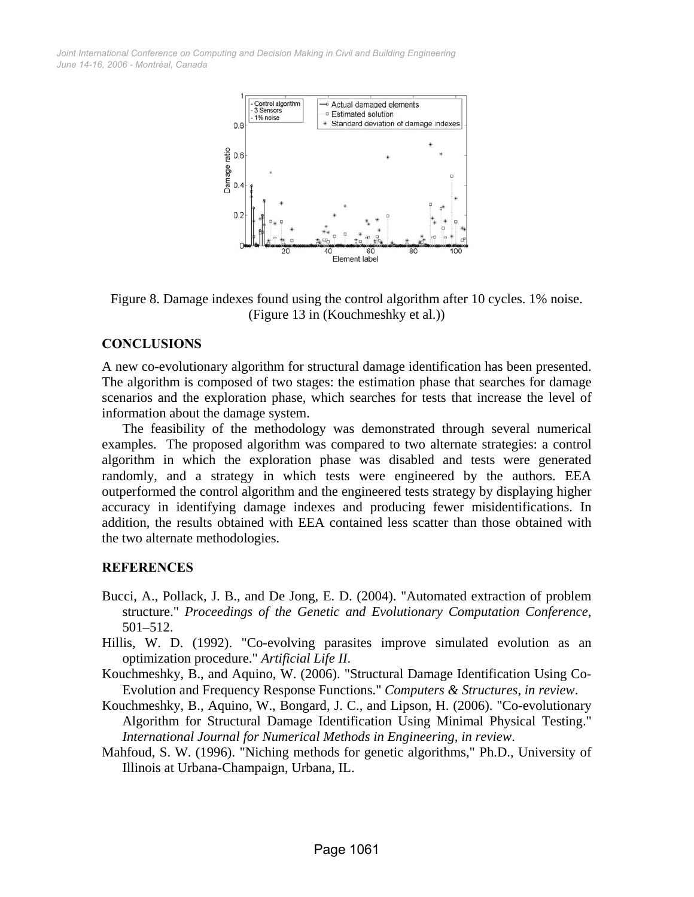- Control algorithm
- 3 Sensors
- 1% noise

Actual damaged elements
Estimated solution
Standard deviation of damage indexes

Damage ratio

Element label

0
0.2
0.4
0.6
0.8
1

20
40
60
80
100

Figure 8. Damage indexes found using the control algorithm after 10 cycles. 1% noise. (Figure 13 in (Kouchmeshky et al.))

## CONCLUSIONS

A new co-evolutionary algorithm for structural damage identification has been presented. The algorithm is composed of two stages: the estimation phase that searches for damage scenarios and the exploration phase, which searches for tests that increase the level of information about the damage system.

The feasibility of the methodology was demonstrated through several numerical examples. The proposed algorithm was compared to two alternate strategies: a control algorithm in which the exploration phase was disabled and tests were generated randomly, and a strategy in which tests were engineered by the authors. EEA outperformed the control algorithm and the engineered tests strategy by displaying higher accuracy in identifying damage indexes and producing fewer misidentifications. In addition, the results obtained with EEA contained less scatter than those obtained with the two alternate methodologies.

## REFERENCES

Bucci, A., Pollack, J. B., and De Jong, E. D. (2004). "Automated extraction of problem structure." *Proceedings of the Genetic and Evolutionary Computation Conference*, 501–512.

Hillis, W. D. (1992). "Co-evolving parasites improve simulated evolution as an optimization procedure." *Artificial Life II*.

Kouchmeshky, B., and Aquino, W. (2006). "Structural Damage Identification Using Co-Evolution and Frequency Response Functions." *Computers & Structures, in review*.

Kouchmeshky, B., Aquino, W., Bongard, J. C., and Lipson, H. (2006). "Co-evolutionary Algorithm for Structural Damage Identification Using Minimal Physical Testing." *International Journal for Numerical Methods in Engineering, in review*.

Mahfoud, S. W. (1996). "Niching methods for genetic algorithms," Ph.D., University of Illinois at Urbana-Champaign, Urbana, IL.